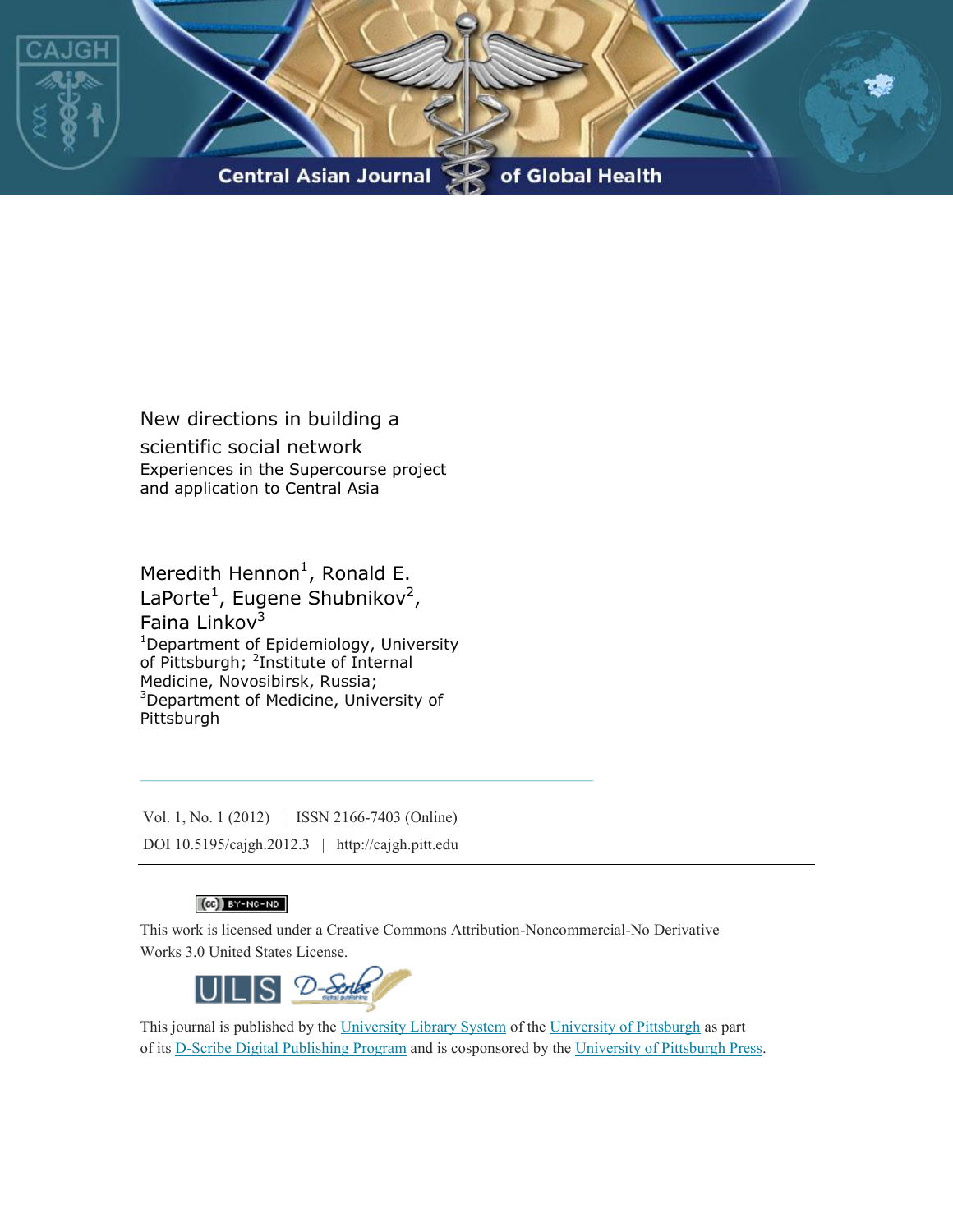# New directions in building a scientific social network

## Experiences in the Supercourse project and application to Central Asia

Meredith Hennon[1], Ronald E. LaPorte[1], Eugene Shubnikov[2], Faina Linkov[3]

[1]Department of Epidemiology, University of Pittsburgh; [2]Institute of Internal Medicine, Novosibirsk, Russia; [3]Department of Medicine, University of Pittsburgh

Vol. 1, No. 1 (2012) | ISSN 2166-7403 (Online)

DOI 10.5195/cajgh.2012.3 | http://cajgh.pitt.edu

This work is licensed under a Creative Commons Attribution-Noncommercial-No Derivative Works 3.0 United States License.

This journal is published by the University Library System of the University of Pittsburgh as part of its D-Scribe Digital Publishing Program and is cosponsored by the University of Pittsburgh Press.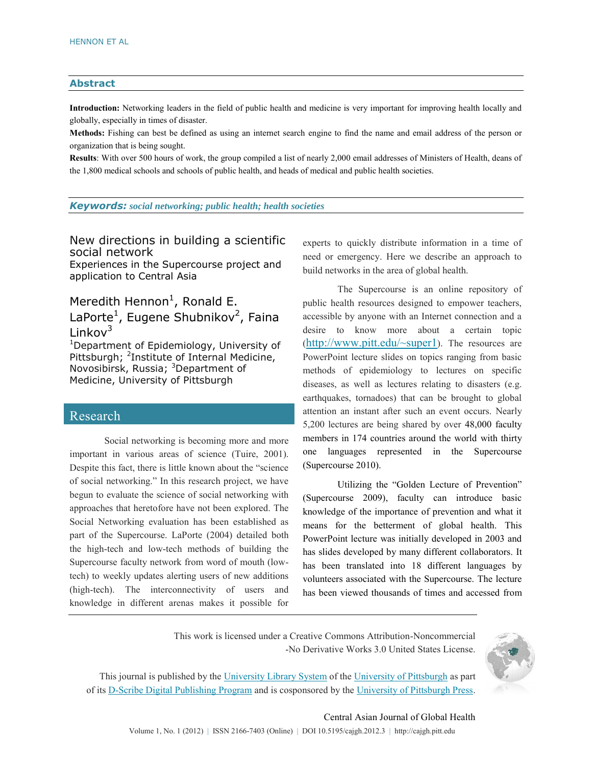## Abstract

**Introduction:** Networking leaders in the field of public health and medicine is very important for improving health locally and globally, especially in times of disaster.

**Methods:** Fishing can best be defined as using an internet search engine to find the name and email address of the person or organization that is being sought.

**Results**: With over 500 hours of work, the group compiled a list of nearly 2,000 email addresses of Ministers of Health, deans of the 1,800 medical schools and schools of public health, and heads of medical and public health societies.

***Keywords:*** *social networking; public health; health societies*

# New directions in building a scientific social network

### Experiences in the Supercourse project and application to Central Asia

Meredith Hennon[1], Ronald E. LaPorte[1], Eugene Shubnikov[2], Faina Linkov[3]

[1]Department of Epidemiology, University of Pittsburgh; [2]Institute of Internal Medicine, Novosibirsk, Russia; [3]Department of Medicine, University of Pittsburgh

## Research

Social networking is becoming more and more important in various areas of science (Tuire, 2001). Despite this fact, there is little known about the "science of social networking." In this research project, we have begun to evaluate the science of social networking with approaches that heretofore have not been explored. The Social Networking evaluation has been established as part of the Supercourse. LaPorte (2004) detailed both the high-tech and low-tech methods of building the Supercourse faculty network from word of mouth (low-tech) to weekly updates alerting users of new additions (high-tech). The interconnectivity of users and knowledge in different arenas makes it possible for experts to quickly distribute information in a time of need or emergency. Here we describe an approach to build networks in the area of global health.

The Supercourse is an online repository of public health resources designed to empower teachers, accessible by anyone with an Internet connection and a desire to know more about a certain topic (http://www.pitt.edu/~super1). The resources are PowerPoint lecture slides on topics ranging from basic methods of epidemiology to lectures on specific diseases, as well as lectures relating to disasters (e.g. earthquakes, tornadoes) that can be brought to global attention an instant after such an event occurs. Nearly 5,200 lectures are being shared by over 48,000 faculty members in 174 countries around the world with thirty one languages represented in the Supercourse (Supercourse 2010).

Utilizing the "Golden Lecture of Prevention" (Supercourse 2009), faculty can introduce basic knowledge of the importance of prevention and what it means for the betterment of global health. This PowerPoint lecture was initially developed in 2003 and has slides developed by many different collaborators. It has been translated into 18 different languages by volunteers associated with the Supercourse. The lecture has been viewed thousands of times and accessed from

This work is licensed under a Creative Commons Attribution-Noncommercial -No Derivative Works 3.0 United States License.

This journal is published by the University Library System of the University of Pittsburgh as part of its D-Scribe Digital Publishing Program and is cosponsored by the University of Pittsburgh Press.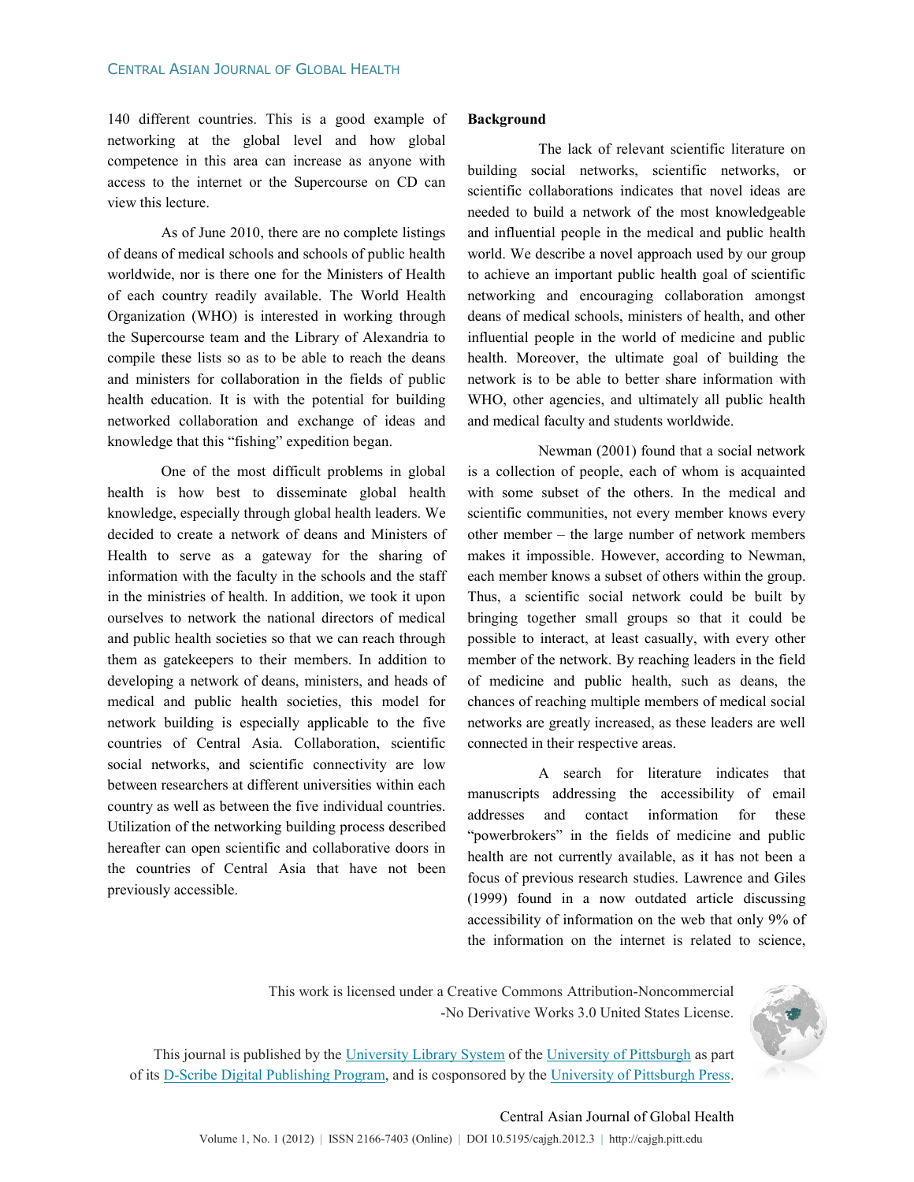140 different countries. This is a good example of networking at the global level and how global competence in this area can increase as anyone with access to the internet or the Supercourse on CD can view this lecture.

As of June 2010, there are no complete listings of deans of medical schools and schools of public health worldwide, nor is there one for the Ministers of Health of each country readily available. The World Health Organization (WHO) is interested in working through the Supercourse team and the Library of Alexandria to compile these lists so as to be able to reach the deans and ministers for collaboration in the fields of public health education. It is with the potential for building networked collaboration and exchange of ideas and knowledge that this "fishing" expedition began.

One of the most difficult problems in global health is how best to disseminate global health knowledge, especially through global health leaders. We decided to create a network of deans and Ministers of Health to serve as a gateway for the sharing of information with the faculty in the schools and the staff in the ministries of health. In addition, we took it upon ourselves to network the national directors of medical and public health societies so that we can reach through them as gatekeepers to their members. In addition to developing a network of deans, ministers, and heads of medical and public health societies, this model for network building is especially applicable to the five countries of Central Asia. Collaboration, scientific social networks, and scientific connectivity are low between researchers at different universities within each country as well as between the five individual countries. Utilization of the networking building process described hereafter can open scientific and collaborative doors in the countries of Central Asia that have not been previously accessible.

**Background**

The lack of relevant scientific literature on building social networks, scientific networks, or scientific collaborations indicates that novel ideas are needed to build a network of the most knowledgeable and influential people in the medical and public health world. We describe a novel approach used by our group to achieve an important public health goal of scientific networking and encouraging collaboration amongst deans of medical schools, ministers of health, and other influential people in the world of medicine and public health. Moreover, the ultimate goal of building the network is to be able to better share information with WHO, other agencies, and ultimately all public health and medical faculty and students worldwide.

Newman (2001) found that a social network is a collection of people, each of whom is acquainted with some subset of the others. In the medical and scientific communities, not every member knows every other member – the large number of network members makes it impossible. However, according to Newman, each member knows a subset of others within the group. Thus, a scientific social network could be built by bringing together small groups so that it could be possible to interact, at least casually, with every other member of the network. By reaching leaders in the field of medicine and public health, such as deans, the chances of reaching multiple members of medical social networks are greatly increased, as these leaders are well connected in their respective areas.

A search for literature indicates that manuscripts addressing the accessibility of email addresses and contact information for these "powerbrokers" in the fields of medicine and public health are not currently available, as it has not been a focus of previous research studies. Lawrence and Giles (1999) found in a now outdated article discussing accessibility of information on the web that only 9% of the information on the internet is related to science,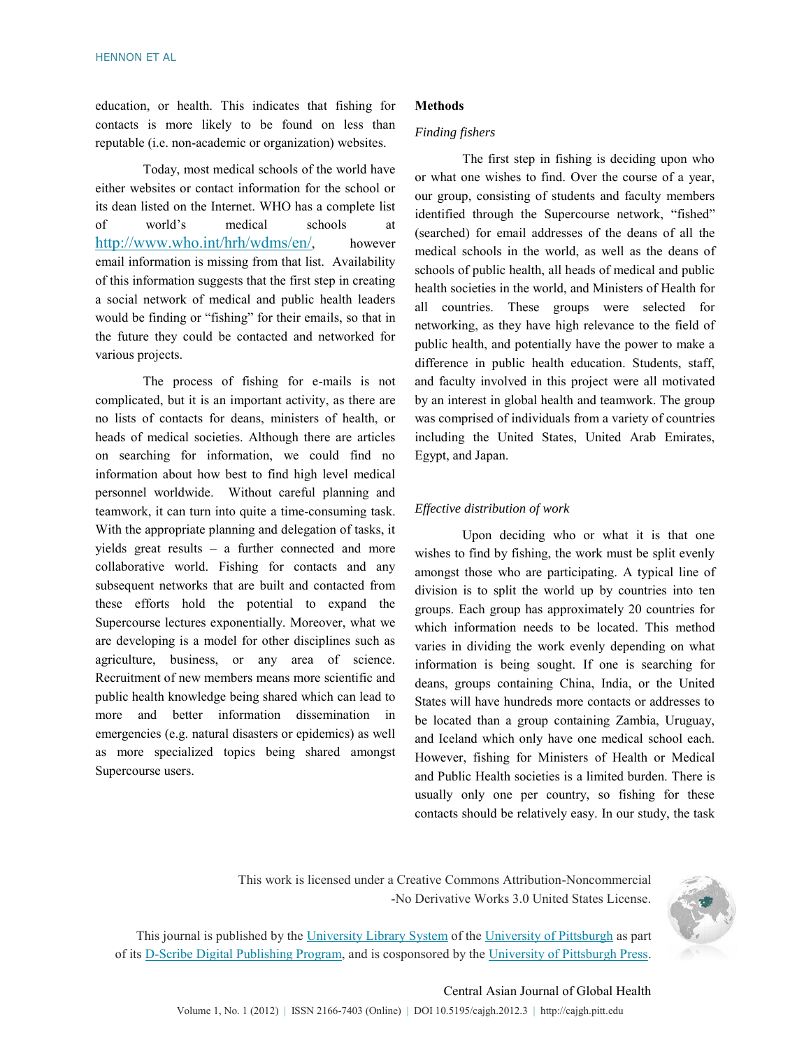education, or health. This indicates that fishing for contacts is more likely to be found on less than reputable (i.e. non-academic or organization) websites.

Today, most medical schools of the world have either websites or contact information for the school or its dean listed on the Internet. WHO has a complete list of world's medical schools at http://www.who.int/hrh/wdms/en/, however email information is missing from that list. Availability of this information suggests that the first step in creating a social network of medical and public health leaders would be finding or "fishing" for their emails, so that in the future they could be contacted and networked for various projects.

The process of fishing for e-mails is not complicated, but it is an important activity, as there are no lists of contacts for deans, ministers of health, or heads of medical societies. Although there are articles on searching for information, we could find no information about how best to find high level medical personnel worldwide. Without careful planning and teamwork, it can turn into quite a time-consuming task. With the appropriate planning and delegation of tasks, it yields great results – a further connected and more collaborative world. Fishing for contacts and any subsequent networks that are built and contacted from these efforts hold the potential to expand the Supercourse lectures exponentially. Moreover, what we are developing is a model for other disciplines such as agriculture, business, or any area of science. Recruitment of new members means more scientific and public health knowledge being shared which can lead to more and better information dissemination in emergencies (e.g. natural disasters or epidemics) as well as more specialized topics being shared amongst Supercourse users.

## Methods

### *Finding fishers*

The first step in fishing is deciding upon who or what one wishes to find. Over the course of a year, our group, consisting of students and faculty members identified through the Supercourse network, "fished" (searched) for email addresses of the deans of all the medical schools in the world, as well as the deans of schools of public health, all heads of medical and public health societies in the world, and Ministers of Health for all countries. These groups were selected for networking, as they have high relevance to the field of public health, and potentially have the power to make a difference in public health education. Students, staff, and faculty involved in this project were all motivated by an interest in global health and teamwork. The group was comprised of individuals from a variety of countries including the United States, United Arab Emirates, Egypt, and Japan.

### *Effective distribution of work*

Upon deciding who or what it is that one wishes to find by fishing, the work must be split evenly amongst those who are participating. A typical line of division is to split the world up by countries into ten groups. Each group has approximately 20 countries for which information needs to be located. This method varies in dividing the work evenly depending on what information is being sought. If one is searching for deans, groups containing China, India, or the United States will have hundreds more contacts or addresses to be located than a group containing Zambia, Uruguay, and Iceland which only have one medical school each. However, fishing for Ministers of Health or Medical and Public Health societies is a limited burden. There is usually only one per country, so fishing for these contacts should be relatively easy. In our study, the task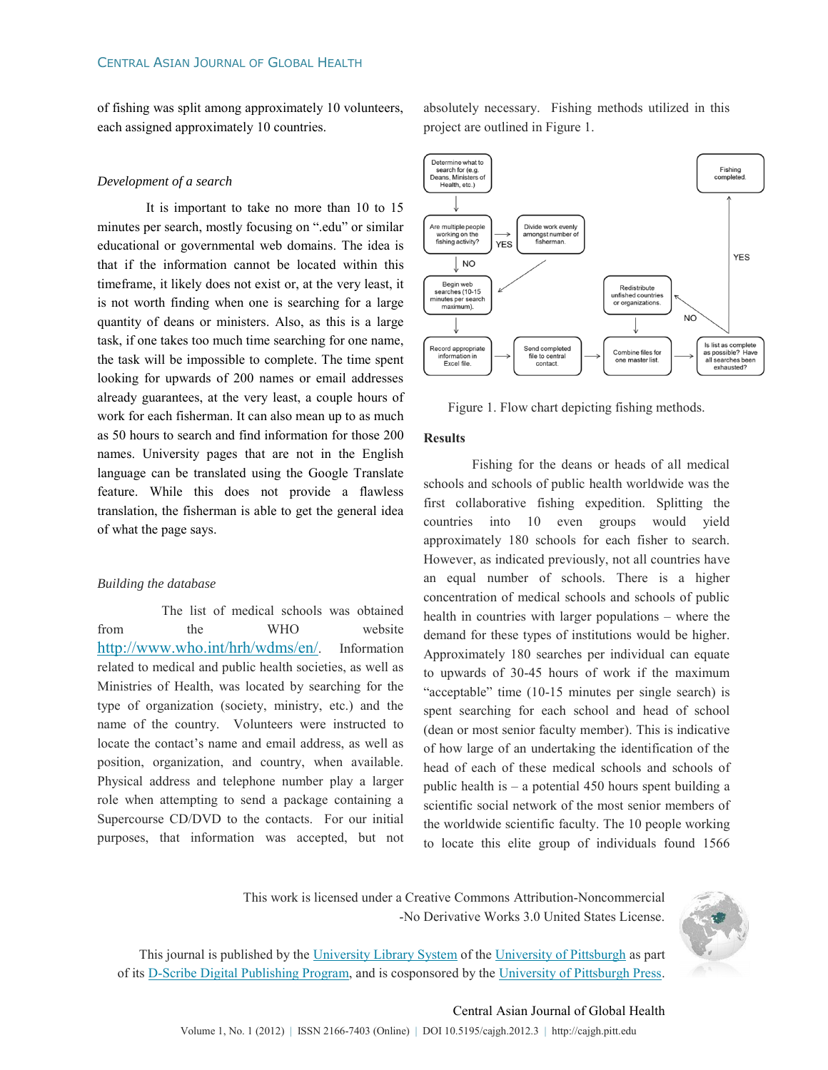of fishing was split among approximately 10 volunteers, each assigned approximately 10 countries.

### *Development of a search*

It is important to take no more than 10 to 15 minutes per search, mostly focusing on ".edu" or similar educational or governmental web domains. The idea is that if the information cannot be located within this timeframe, it likely does not exist or, at the very least, it is not worth finding when one is searching for a large quantity of deans or ministers. Also, as this is a large task, if one takes too much time searching for one name, the task will be impossible to complete. The time spent looking for upwards of 200 names or email addresses already guarantees, at the very least, a couple hours of work for each fisherman. It can also mean up to as much as 50 hours to search and find information for those 200 names. University pages that are not in the English language can be translated using the Google Translate feature. While this does not provide a flawless translation, the fisherman is able to get the general idea of what the page says.

### *Building the database*

The list of medical schools was obtained from the WHO website http://www.who.int/hrh/wdms/en/. Information related to medical and public health societies, as well as Ministries of Health, was located by searching for the type of organization (society, ministry, etc.) and the name of the country. Volunteers were instructed to locate the contact's name and email address, as well as position, organization, and country, when available. Physical address and telephone number play a larger role when attempting to send a package containing a Supercourse CD/DVD to the contacts. For our initial purposes, that information was accepted, but not absolutely necessary. Fishing methods utilized in this project are outlined in Figure 1.

Determine what to search for (e.g. Deans, Ministers of Health, etc.) → Are multiple people working on the fishing activity? → YES: Divide work evenly amongst number of fisherman. / NO → Begin web searches (10-15 minutes per search maximum). → Record appropriate information in Excel file. → Send completed file to central contact. → Combine files for one master list. → Is list as complete as possible? Have all searches been exhausted? → YES: Fishing completed. / NO: Redistribute unfished countries or organizations.

Figure 1. Flow chart depicting fishing methods.

## Results

Fishing for the deans or heads of all medical schools and schools of public health worldwide was the first collaborative fishing expedition. Splitting the countries into 10 even groups would yield approximately 180 schools for each fisher to search. However, as indicated previously, not all countries have an equal number of schools. There is a higher concentration of medical schools and schools of public health in countries with larger populations – where the demand for these types of institutions would be higher. Approximately 180 searches per individual can equate to upwards of 30-45 hours of work if the maximum "acceptable" time (10-15 minutes per single search) is spent searching for each school and head of school (dean or most senior faculty member). This is indicative of how large of an undertaking the identification of the head of each of these medical schools and schools of public health is – a potential 450 hours spent building a scientific social network of the most senior members of the worldwide scientific faculty. The 10 people working to locate this elite group of individuals found 1566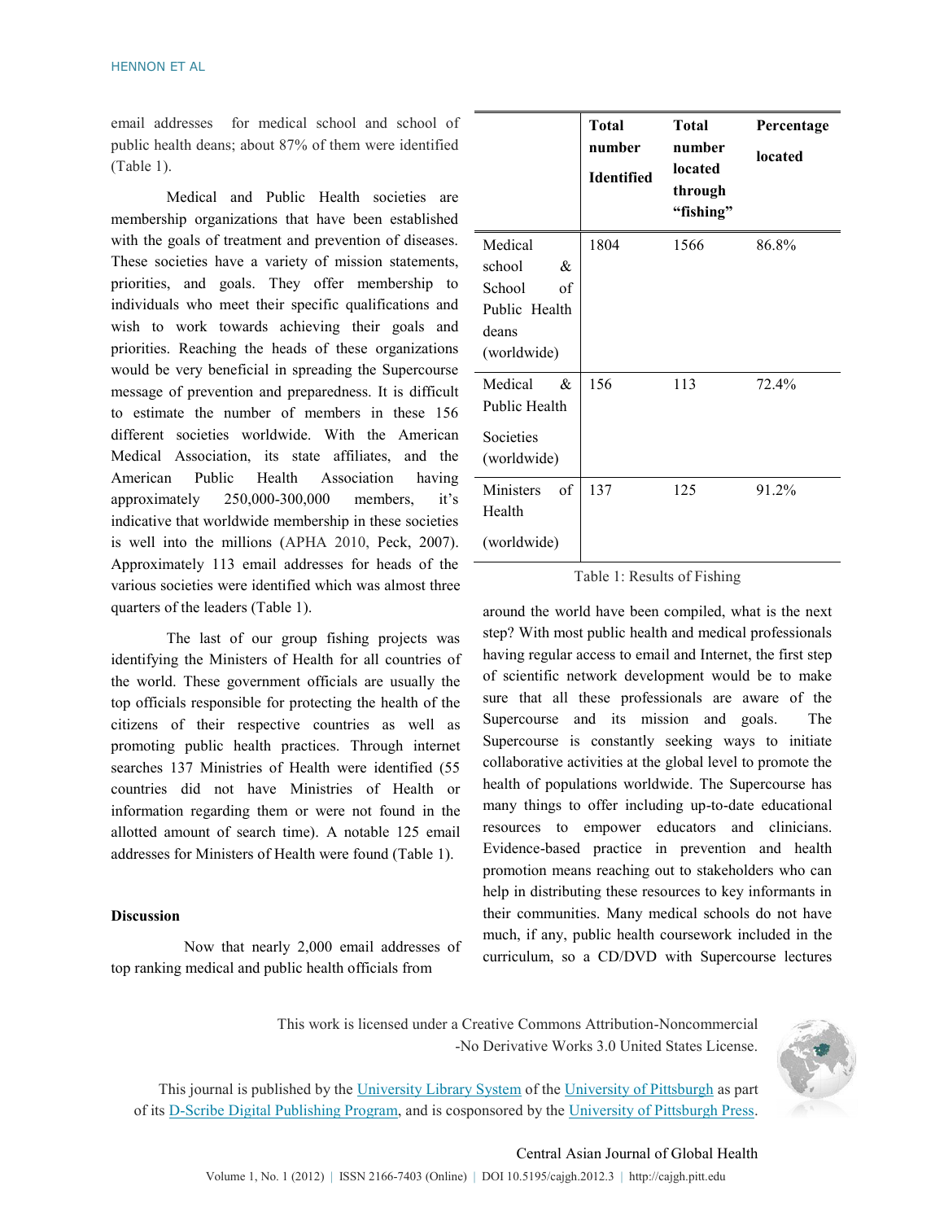email addresses for medical school and school of public health deans; about 87% of them were identified (Table 1).

Medical and Public Health societies are membership organizations that have been established with the goals of treatment and prevention of diseases. These societies have a variety of mission statements, priorities, and goals. They offer membership to individuals who meet their specific qualifications and wish to work towards achieving their goals and priorities. Reaching the heads of these organizations would be very beneficial in spreading the Supercourse message of prevention and preparedness. It is difficult to estimate the number of members in these 156 different societies worldwide. With the American Medical Association, its state affiliates, and the American Public Health Association having approximately 250,000-300,000 members, it's indicative that worldwide membership in these societies is well into the millions (APHA 2010, Peck, 2007). Approximately 113 email addresses for heads of the various societies were identified which was almost three quarters of the leaders (Table 1).

The last of our group fishing projects was identifying the Ministers of Health for all countries of the world. These government officials are usually the top officials responsible for protecting the health of the citizens of their respective countries as well as promoting public health practices. Through internet searches 137 Ministries of Health were identified (55 countries did not have Ministries of Health or information regarding them or were not found in the allotted amount of search time). A notable 125 email addresses for Ministers of Health were found (Table 1).

|  | **Total number Identified** | **Total number located through "fishing"** | **Percentage located** |
|---|---|---|---|
| Medical school & School of Public Health deans (worldwide) | 1804 | 1566 | 86.8% |
| Medical & Public Health Societies (worldwide) | 156 | 113 | 72.4% |
| Ministers of Health (worldwide) | 137 | 125 | 91.2% |

Table 1: Results of Fishing

## Discussion

Now that nearly 2,000 email addresses of top ranking medical and public health officials from around the world have been compiled, what is the next step? With most public health and medical professionals having regular access to email and Internet, the first step of scientific network development would be to make sure that all these professionals are aware of the Supercourse and its mission and goals. The Supercourse is constantly seeking ways to initiate collaborative activities at the global level to promote the health of populations worldwide. The Supercourse has many things to offer including up-to-date educational resources to empower educators and clinicians. Evidence-based practice in prevention and health promotion means reaching out to stakeholders who can help in distributing these resources to key informants in their communities. Many medical schools do not have much, if any, public health coursework included in the curriculum, so a CD/DVD with Supercourse lectures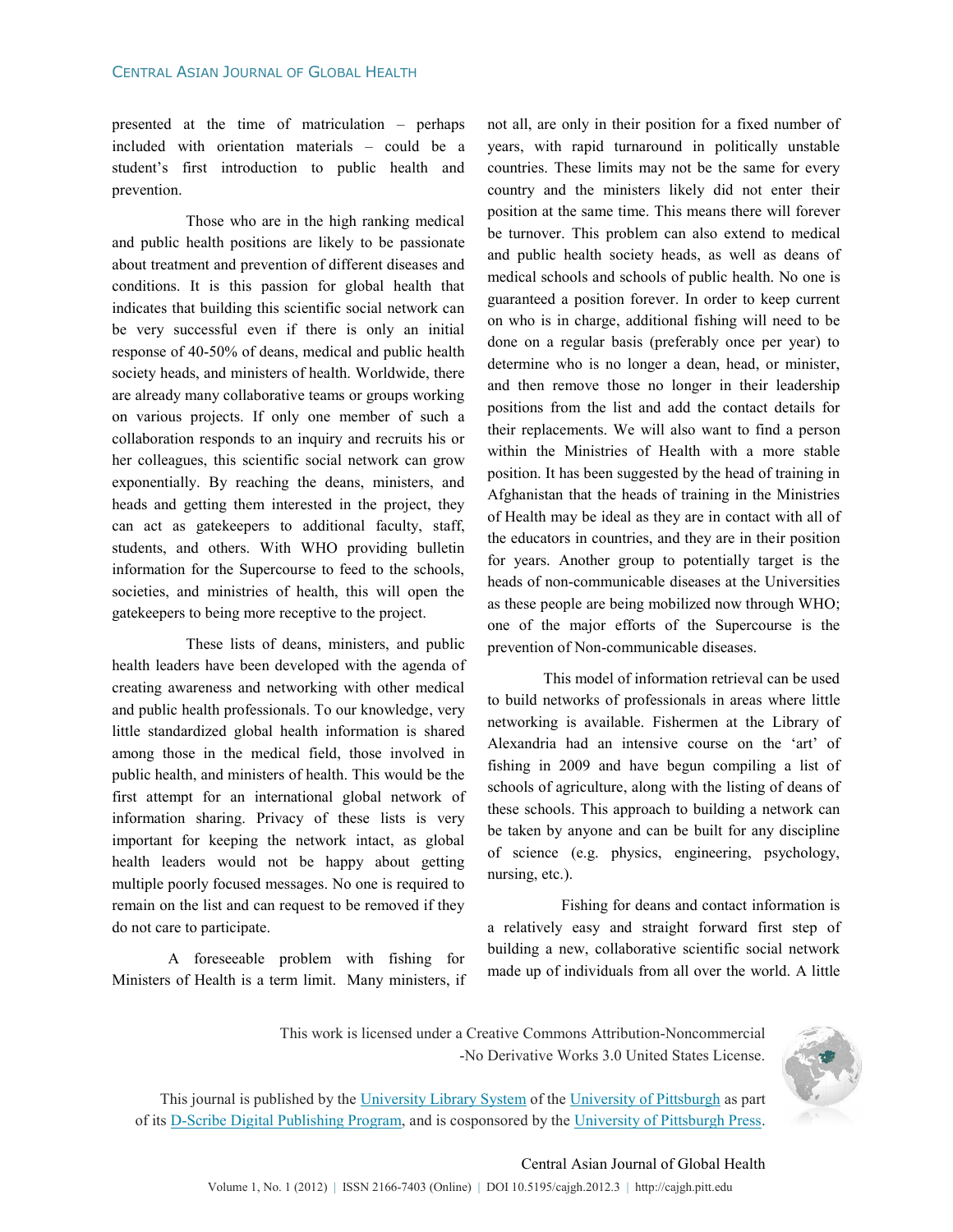presented at the time of matriculation – perhaps included with orientation materials – could be a student's first introduction to public health and prevention.

Those who are in the high ranking medical and public health positions are likely to be passionate about treatment and prevention of different diseases and conditions. It is this passion for global health that indicates that building this scientific social network can be very successful even if there is only an initial response of 40-50% of deans, medical and public health society heads, and ministers of health. Worldwide, there are already many collaborative teams or groups working on various projects. If only one member of such a collaboration responds to an inquiry and recruits his or her colleagues, this scientific social network can grow exponentially. By reaching the deans, ministers, and heads and getting them interested in the project, they can act as gatekeepers to additional faculty, staff, students, and others. With WHO providing bulletin information for the Supercourse to feed to the schools, societies, and ministries of health, this will open the gatekeepers to being more receptive to the project.

These lists of deans, ministers, and public health leaders have been developed with the agenda of creating awareness and networking with other medical and public health professionals. To our knowledge, very little standardized global health information is shared among those in the medical field, those involved in public health, and ministers of health. This would be the first attempt for an international global network of information sharing. Privacy of these lists is very important for keeping the network intact, as global health leaders would not be happy about getting multiple poorly focused messages. No one is required to remain on the list and can request to be removed if they do not care to participate.

A foreseeable problem with fishing for Ministers of Health is a term limit. Many ministers, if not all, are only in their position for a fixed number of years, with rapid turnaround in politically unstable countries. These limits may not be the same for every country and the ministers likely did not enter their position at the same time. This means there will forever be turnover. This problem can also extend to medical and public health society heads, as well as deans of medical schools and schools of public health. No one is guaranteed a position forever. In order to keep current on who is in charge, additional fishing will need to be done on a regular basis (preferably once per year) to determine who is no longer a dean, head, or minister, and then remove those no longer in their leadership positions from the list and add the contact details for their replacements. We will also want to find a person within the Ministries of Health with a more stable position. It has been suggested by the head of training in Afghanistan that the heads of training in the Ministries of Health may be ideal as they are in contact with all of the educators in countries, and they are in their position for years. Another group to potentially target is the heads of non-communicable diseases at the Universities as these people are being mobilized now through WHO; one of the major efforts of the Supercourse is the prevention of Non-communicable diseases.

This model of information retrieval can be used to build networks of professionals in areas where little networking is available. Fishermen at the Library of Alexandria had an intensive course on the 'art' of fishing in 2009 and have begun compiling a list of schools of agriculture, along with the listing of deans of these schools. This approach to building a network can be taken by anyone and can be built for any discipline of science (e.g. physics, engineering, psychology, nursing, etc.).

Fishing for deans and contact information is a relatively easy and straight forward first step of building a new, collaborative scientific social network made up of individuals from all over the world. A little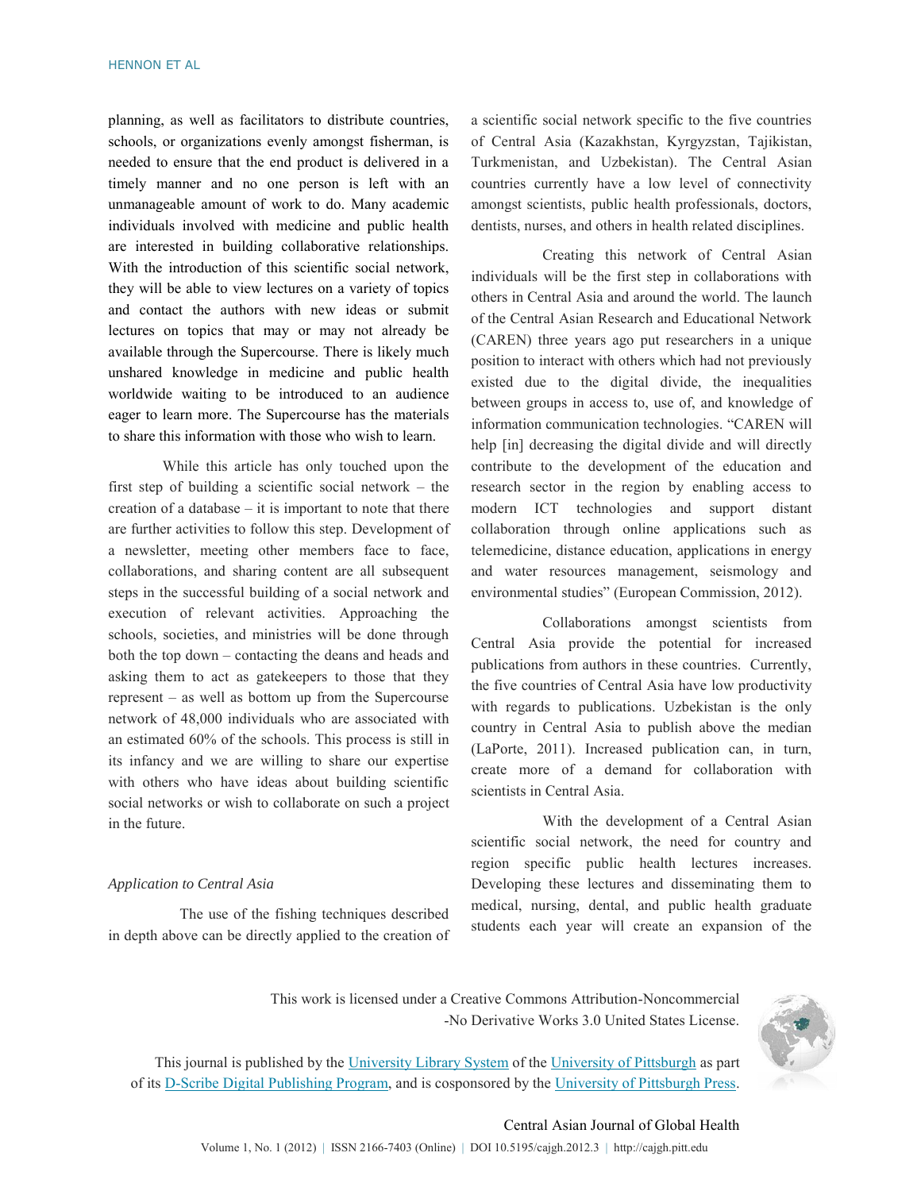planning, as well as facilitators to distribute countries, schools, or organizations evenly amongst fisherman, is needed to ensure that the end product is delivered in a timely manner and no one person is left with an unmanageable amount of work to do. Many academic individuals involved with medicine and public health are interested in building collaborative relationships. With the introduction of this scientific social network, they will be able to view lectures on a variety of topics and contact the authors with new ideas or submit lectures on topics that may or may not already be available through the Supercourse. There is likely much unshared knowledge in medicine and public health worldwide waiting to be introduced to an audience eager to learn more. The Supercourse has the materials to share this information with those who wish to learn.

While this article has only touched upon the first step of building a scientific social network – the creation of a database – it is important to note that there are further activities to follow this step. Development of a newsletter, meeting other members face to face, collaborations, and sharing content are all subsequent steps in the successful building of a social network and execution of relevant activities. Approaching the schools, societies, and ministries will be done through both the top down – contacting the deans and heads and asking them to act as gatekeepers to those that they represent – as well as bottom up from the Supercourse network of 48,000 individuals who are associated with an estimated 60% of the schools. This process is still in its infancy and we are willing to share our expertise with others who have ideas about building scientific social networks or wish to collaborate on such a project in the future.

*Application to Central Asia*

The use of the fishing techniques described in depth above can be directly applied to the creation of a scientific social network specific to the five countries of Central Asia (Kazakhstan, Kyrgyzstan, Tajikistan, Turkmenistan, and Uzbekistan). The Central Asian countries currently have a low level of connectivity amongst scientists, public health professionals, doctors, dentists, nurses, and others in health related disciplines.

Creating this network of Central Asian individuals will be the first step in collaborations with others in Central Asia and around the world. The launch of the Central Asian Research and Educational Network (CAREN) three years ago put researchers in a unique position to interact with others which had not previously existed due to the digital divide, the inequalities between groups in access to, use of, and knowledge of information communication technologies. "CAREN will help [in] decreasing the digital divide and will directly contribute to the development of the education and research sector in the region by enabling access to modern ICT technologies and support distant collaboration through online applications such as telemedicine, distance education, applications in energy and water resources management, seismology and environmental studies" (European Commission, 2012).

Collaborations amongst scientists from Central Asia provide the potential for increased publications from authors in these countries. Currently, the five countries of Central Asia have low productivity with regards to publications. Uzbekistan is the only country in Central Asia to publish above the median (LaPorte, 2011). Increased publication can, in turn, create more of a demand for collaboration with scientists in Central Asia.

With the development of a Central Asian scientific social network, the need for country and region specific public health lectures increases. Developing these lectures and disseminating them to medical, nursing, dental, and public health graduate students each year will create an expansion of the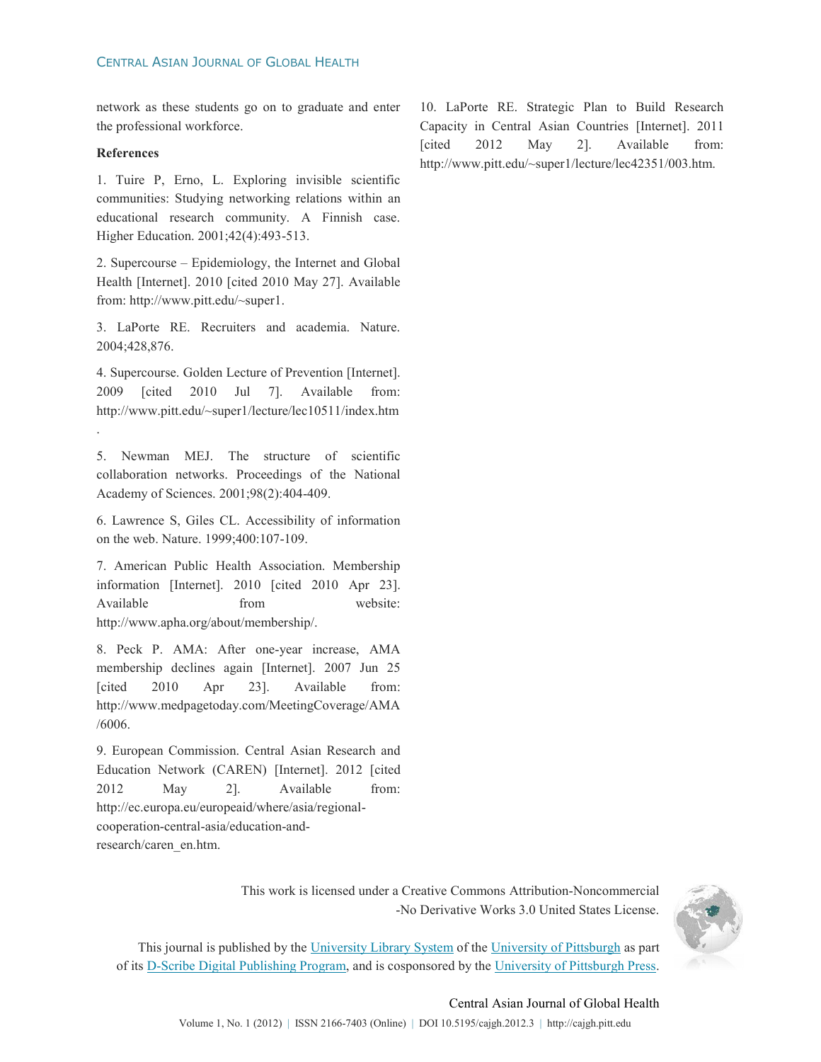network as these students go on to graduate and enter the professional workforce.

**References**

1. Tuire P, Erno, L. Exploring invisible scientific communities: Studying networking relations within an educational research community. A Finnish case. Higher Education. 2001;42(4):493-513.

2. Supercourse – Epidemiology, the Internet and Global Health [Internet]. 2010 [cited 2010 May 27]. Available from: http://www.pitt.edu/~super1.

3. LaPorte RE. Recruiters and academia. Nature. 2004;428,876.

4. Supercourse. Golden Lecture of Prevention [Internet]. 2009 [cited 2010 Jul 7]. Available from: http://www.pitt.edu/~super1/lecture/lec10511/index.htm.

5. Newman MEJ. The structure of scientific collaboration networks. Proceedings of the National Academy of Sciences. 2001;98(2):404-409.

6. Lawrence S, Giles CL. Accessibility of information on the web. Nature. 1999;400:107-109.

7. American Public Health Association. Membership information [Internet]. 2010 [cited 2010 Apr 23]. Available from website: http://www.apha.org/about/membership/.

8. Peck P. AMA: After one-year increase, AMA membership declines again [Internet]. 2007 Jun 25 [cited 2010 Apr 23]. Available from: http://www.medpagetoday.com/MeetingCoverage/AMA/6006.

9. European Commission. Central Asian Research and Education Network (CAREN) [Internet]. 2012 [cited 2012 May 2]. Available from: http://ec.europa.eu/europeaid/where/asia/regional-cooperation-central-asia/education-and-research/caren_en.htm.

10. LaPorte RE. Strategic Plan to Build Research Capacity in Central Asian Countries [Internet]. 2011 [cited 2012 May 2]. Available from: http://www.pitt.edu/~super1/lecture/lec42351/003.htm.

This work is licensed under a Creative Commons Attribution-Noncommercial -No Derivative Works 3.0 United States License.

This journal is published by the University Library System of the University of Pittsburgh as part of its D-Scribe Digital Publishing Program, and is cosponsored by the University of Pittsburgh Press.